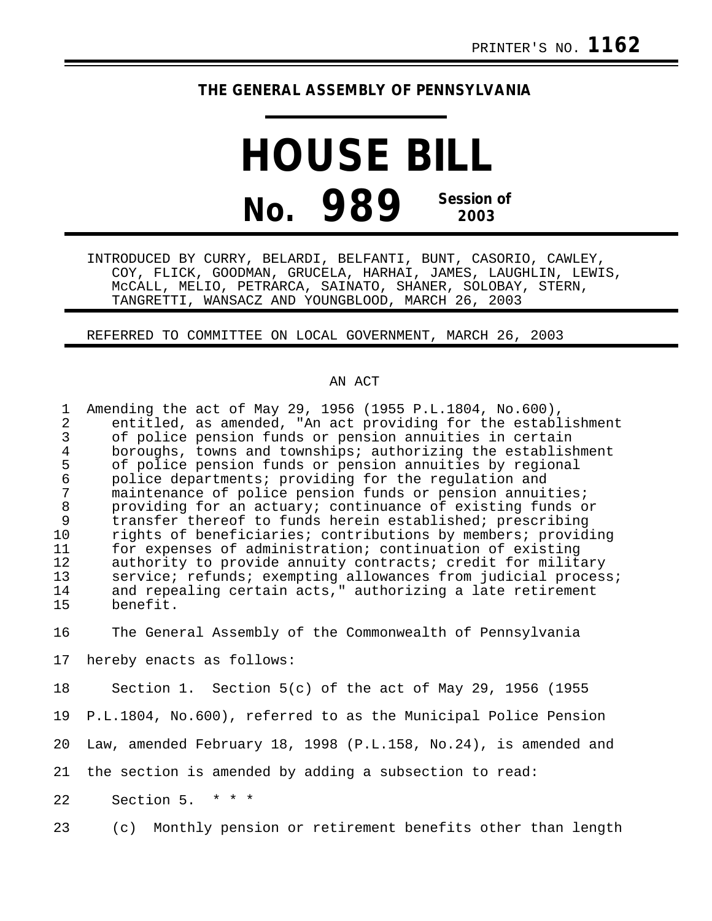PRINTER'S NO. **1162**

**THE GENERAL ASSEMBLY OF PENNSYLVANIA**

# HOUSE BILL

# No. 989 Session of 2003

INTRODUCED BY CURRY, BELARDI, BELFANTI, BUNT, CASORIO, CAWLEY, COY, FLICK, GOODMAN, GRUCELA, HARHAI, JAMES, LAUGHLIN, LEWIS, McCALL, MELIO, PETRARCA, SAINATO, SHANER, SOLOBAY, STERN, TANGRETTI, WANSACZ AND YOUNGBLOOD, MARCH 26, 2003

REFERRED TO COMMITTEE ON LOCAL GOVERNMENT, MARCH 26, 2003

AN ACT

Amending the act of May 29, 1956 (1955 P.L.1804, No.600), entitled, as amended, "An act providing for the establishment of police pension funds or pension annuities in certain boroughs, towns and townships; authorizing the establishment of police pension funds or pension annuities by regional police departments; providing for the regulation and maintenance of police pension funds or pension annuities; providing for an actuary; continuance of existing funds or transfer thereof to funds herein established; prescribing rights of beneficiaries; contributions by members; providing for expenses of administration; continuation of existing authority to provide annuity contracts; credit for military service; refunds; exempting allowances from judicial process; and repealing certain acts," authorizing a late retirement benefit.

The General Assembly of the Commonwealth of Pennsylvania hereby enacts as follows:

Section 1. Section 5(c) of the act of May 29, 1956 (1955 P.L.1804, No.600), referred to as the Municipal Police Pension Law, amended February 18, 1998 (P.L.158, No.24), is amended and the section is amended by adding a subsection to read:

Section 5. * * *

(c) Monthly pension or retirement benefits other than length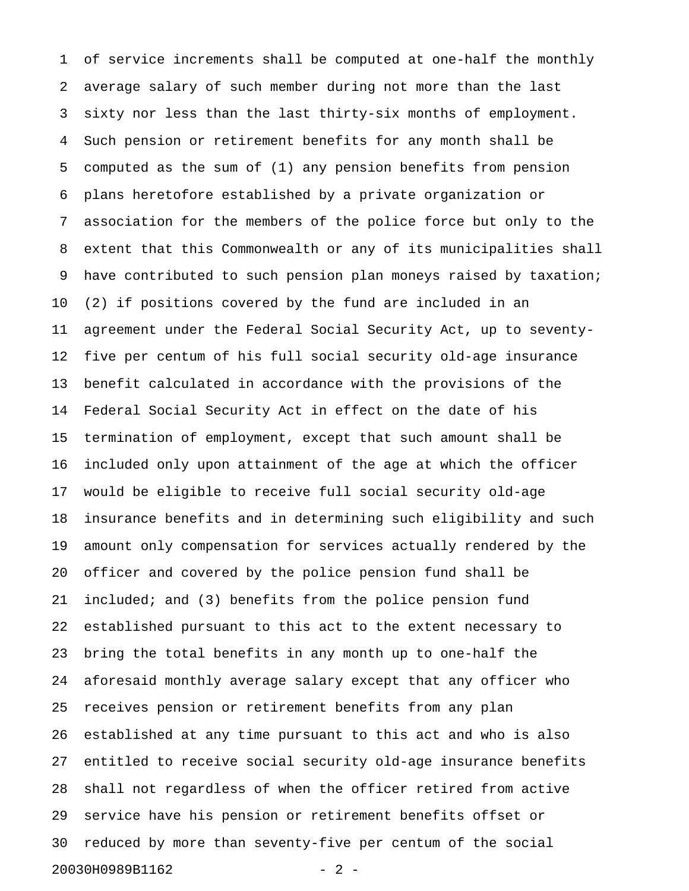of service increments shall be computed at one-half the monthly average salary of such member during not more than the last sixty nor less than the last thirty-six months of employment. Such pension or retirement benefits for any month shall be computed as the sum of (1) any pension benefits from pension plans heretofore established by a private organization or association for the members of the police force but only to the extent that this Commonwealth or any of its municipalities shall have contributed to such pension plan moneys raised by taxation; (2) if positions covered by the fund are included in an agreement under the Federal Social Security Act, up to seventy-five per centum of his full social security old-age insurance benefit calculated in accordance with the provisions of the Federal Social Security Act in effect on the date of his termination of employment, except that such amount shall be included only upon attainment of the age at which the officer would be eligible to receive full social security old-age insurance benefits and in determining such eligibility and such amount only compensation for services actually rendered by the officer and covered by the police pension fund shall be included; and (3) benefits from the police pension fund established pursuant to this act to the extent necessary to bring the total benefits in any month up to one-half the aforesaid monthly average salary except that any officer who receives pension or retirement benefits from any plan established at any time pursuant to this act and who is also entitled to receive social security old-age insurance benefits shall not regardless of when the officer retired from active service have his pension or retirement benefits offset or reduced by more than seventy-five per centum of the social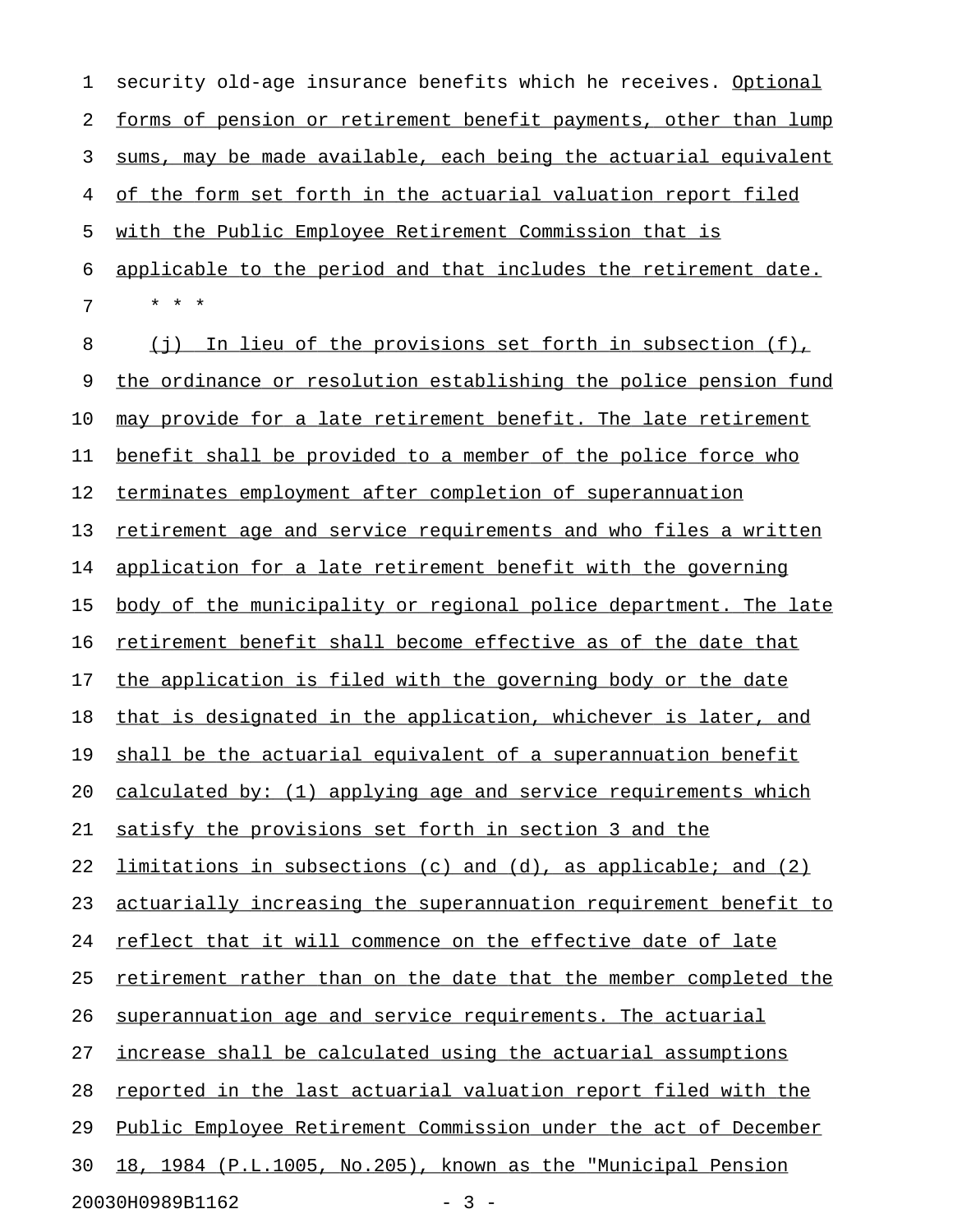security old-age insurance benefits which he receives. Optional forms of pension or retirement benefit payments, other than lump sums, may be made available, each being the actuarial equivalent of the form set forth in the actuarial valuation report filed with the Public Employee Retirement Commission that is applicable to the period and that includes the retirement date.

\* \* \*

(j) In lieu of the provisions set forth in subsection (f), the ordinance or resolution establishing the police pension fund may provide for a late retirement benefit. The late retirement benefit shall be provided to a member of the police force who terminates employment after completion of superannuation retirement age and service requirements and who files a written application for a late retirement benefit with the governing body of the municipality or regional police department. The late retirement benefit shall become effective as of the date that the application is filed with the governing body or the date that is designated in the application, whichever is later, and shall be the actuarial equivalent of a superannuation benefit calculated by: (1) applying age and service requirements which satisfy the provisions set forth in section 3 and the limitations in subsections (c) and (d), as applicable; and (2) actuarially increasing the superannuation requirement benefit to reflect that it will commence on the effective date of late retirement rather than on the date that the member completed the superannuation age and service requirements. The actuarial increase shall be calculated using the actuarial assumptions reported in the last actuarial valuation report filed with the Public Employee Retirement Commission under the act of December 18, 1984 (P.L.1005, No.205), known as the "Municipal Pension

20030H0989B1162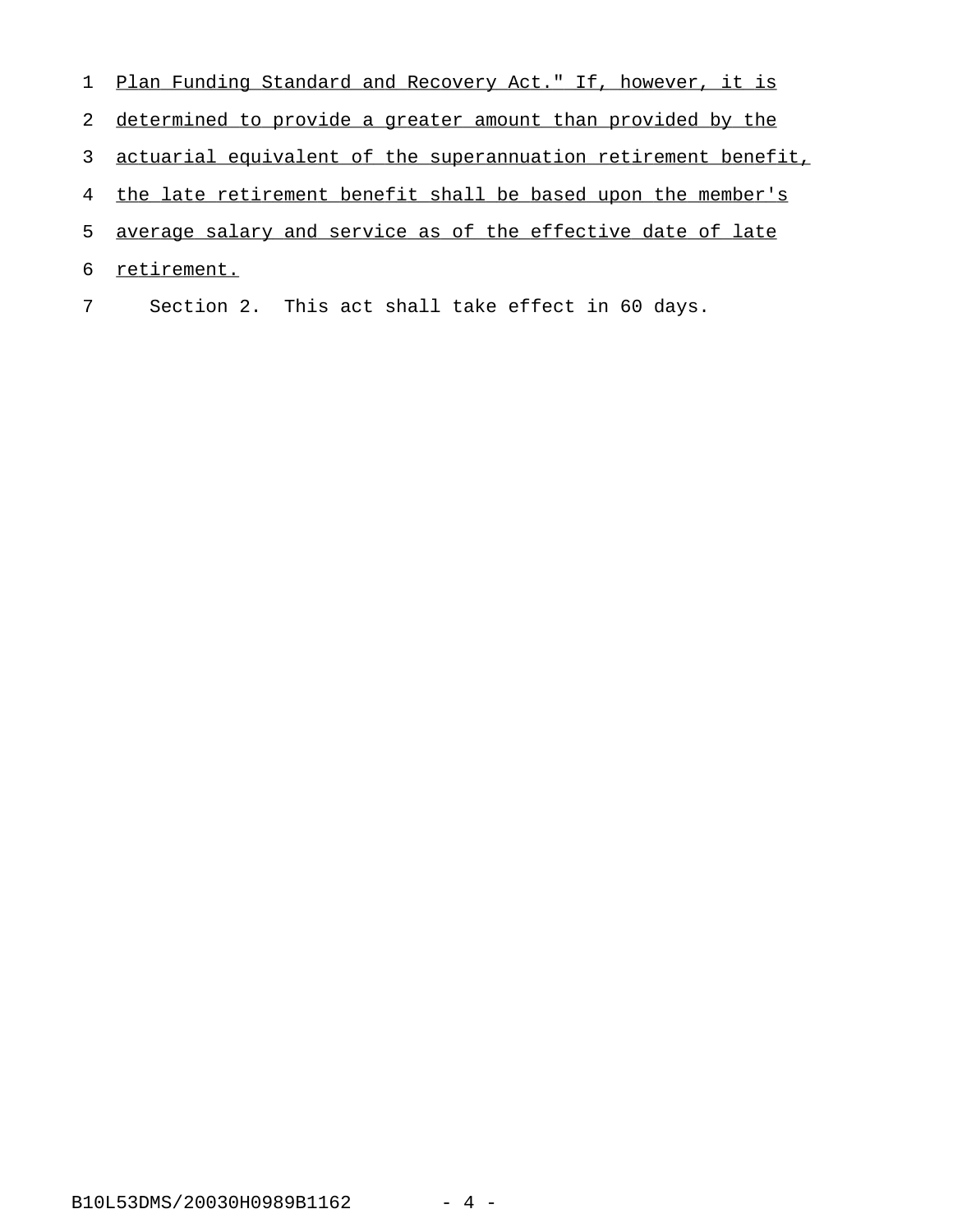Plan Funding Standard and Recovery Act." If, however, it is determined to provide a greater amount than provided by the actuarial equivalent of the superannuation retirement benefit, the late retirement benefit shall be based upon the member's average salary and service as of the effective date of late retirement.

Section 2. This act shall take effect in 60 days.